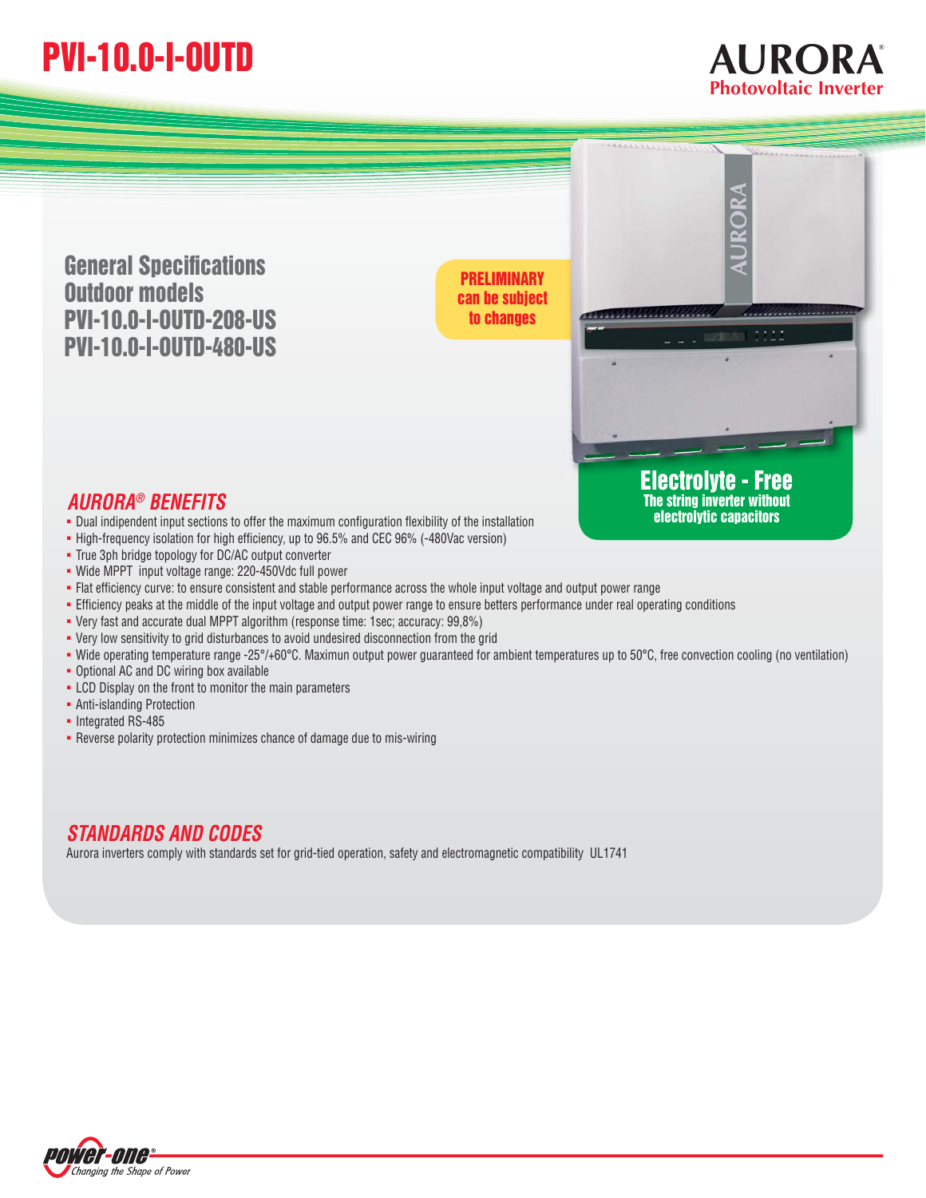# PVI-10.0-I-OUTD

**AURORA®**
**Photovoltaic Inverter**

## General Specifications
## Outdoor models
## PVI-10.0-I-OUTD-208-US
## PVI-10.0-I-OUTD-480-US

**PRELIMINARY can be subject to changes**

**Electrolyte - Free**
**The string inverter without electrolytic capacitors**

### *AURORA® BENEFITS*

- Dual independent input sections to offer the maximum configuration flexibility of the installation
- High-frequency isolation for high efficiency, up to 96.5% and CEC 96% (-480Vac version)
- True 3ph bridge topology for DC/AC output converter
- Wide MPPT  input voltage range: 220-450Vdc full power
- Flat efficiency curve: to ensure consistent and stable performance across the whole input voltage and output power range
- Efficiency peaks at the middle of the input voltage and output power range to ensure betters performance under real operating conditions
- Very fast and accurate dual MPPT algorithm (response time: 1sec; accuracy: 99,8%)
- Very low sensitivity to grid disturbances to avoid undesired disconnection from the grid
- Wide operating temperature range -25°/+60°C. Maximun output power guaranteed for ambient temperatures up to 50°C, free convection cooling (no ventilation)
- Optional AC and DC wiring box available
- LCD Display on the front to monitor the main parameters
- Anti-islanding Protection
- Integrated RS-485
- Reverse polarity protection minimizes chance of damage due to mis-wiring

### *STANDARDS AND CODES*

Aurora inverters comply with standards set for grid-tied operation, safety and electromagnetic compatibility  UL1741

power-one® *Changing the Shape of Power*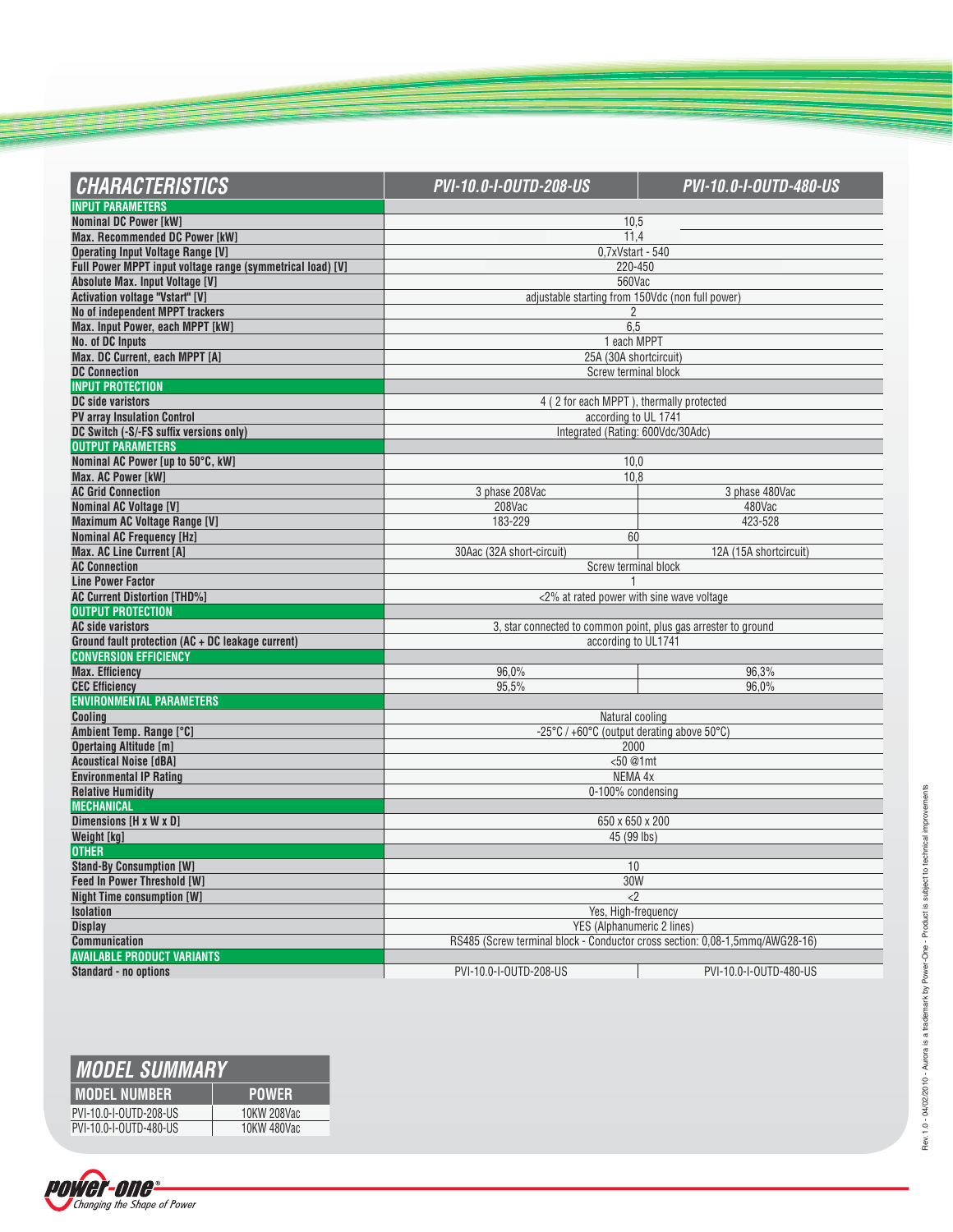| CHARACTERISTICS | PVI-10.0-I-OUTD-208-US | PVI-10.0-I-OUTD-480-US |
|---|---|---|
| **INPUT PARAMETERS** | | |
| Nominal DC Power [kW] | 10,5 | |
| Max. Recommended DC Power [kW] | 11,4 | |
| Operating Input Voltage Range [V] | 0,7xVstart - 540 | |
| Full Power MPPT input voltage range (symmetrical load) [V] | 220-450 | |
| Absolute Max. Input Voltage [V] | 560Vac | |
| Activation voltage "Vstart" [V] | adjustable starting from 150Vdc (non full power) | |
| No of independent MPPT trackers | 2 | |
| Max. Input Power, each MPPT [kW] | 6,5 | |
| No. of DC Inputs | 1 each MPPT | |
| Max. DC Current, each MPPT [A] | 25A (30A shortcircuit) | |
| DC Connection | Screw terminal block | |
| **INPUT PROTECTION** | | |
| DC side varistors | 4 ( 2 for each MPPT ), thermally protected | |
| PV array Insulation Control | according to UL 1741 | |
| DC Switch (-S/-FS suffix versions only) | Integrated (Rating: 600Vdc/30Adc) | |
| **OUTPUT PARAMETERS** | | |
| Nominal AC Power [up to 50°C, kW] | 10,0 | |
| Max. AC Power [kW] | 10,8 | |
| AC Grid Connection | 3 phase 208Vac | 3 phase 480Vac |
| Nominal AC Voltage [V] | 208Vac | 480Vac |
| Maximum AC Voltage Range [V] | 183-229 | 423-528 |
| Nominal AC Frequency [Hz] | 60 | |
| Max. AC Line Current [A] | 30Aac (32A short-circuit) | 12A (15A shortcircuit) |
| AC Connection | Screw terminal block | |
| Line Power Factor | 1 | |
| AC Current Distortion [THD%] | <2% at rated power with sine wave voltage | |
| **OUTPUT PROTECTION** | | |
| AC side varistors | 3, star connected to common point, plus gas arrester to ground | |
| Ground fault protection (AC + DC leakage current) | according to UL1741 | |
| **CONVERSION EFFICIENCY** | | |
| Max. Efficiency | 96,0% | 96,3% |
| CEC Efficiency | 95,5% | 96,0% |
| **ENVIRONMENTAL PARAMETERS** | | |
| Cooling | Natural cooling | |
| Ambient Temp. Range [°C] | -25°C / +60°C (output derating above 50°C) | |
| Opertaing Altitude [m] | 2000 | |
| Acoustical Noise [dBA] | <50 @1mt | |
| Environmental IP Rating | NEMA 4x | |
| Relative Humidity | 0-100% condensing | |
| **MECHANICAL** | | |
| Dimensions [H x W x D] | 650 x 650 x 200 | |
| Weight [kg] | 45 (99 lbs) | |
| **OTHER** | | |
| Stand-By Consumption [W] | 10 | |
| Feed In Power Threshold [W] | 30W | |
| Night Time consumption [W] | <2 | |
| Isolation | Yes, High-frequency | |
| Display | YES (Alphanumeric 2 lines) | |
| Communication | RS485 (Screw terminal block - Conductor cross section: 0,08-1,5mmq/AWG28-16) | |
| **AVAILABLE PRODUCT VARIANTS** | | |
| Standard - no options | PVI-10.0-I-OUTD-208-US | PVI-10.0-I-OUTD-480-US |

## MODEL SUMMARY

| MODEL NUMBER | POWER |
|---|---|
| PVI-10.0-I-OUTD-208-US | 10KW 208Vac |
| PVI-10.0-I-OUTD-480-US | 10KW 480Vac |

Rev. 1.0 - 04/02/2010 - Aurora is a trademark by Power-One - Product is subject to technical improvements

power-one® Changing the Shape of Power